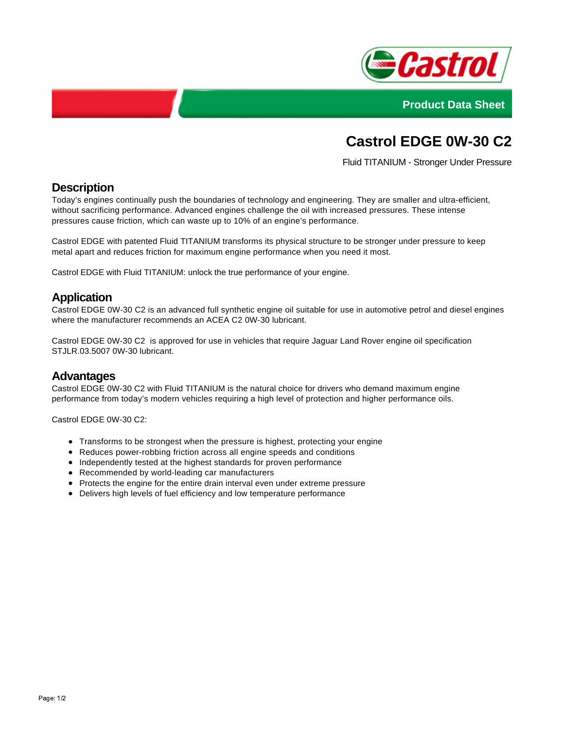Product Data Sheet

# Castrol EDGE 0W-30 C2

Fluid TITANIUM - Stronger Under Pressure

## Description

Today's engines continually push the boundaries of technology and engineering. They are smaller and ultra-efficient, without sacrificing performance. Advanced engines challenge the oil with increased pressures. These intense pressures cause friction, which can waste up to 10% of an engine's performance.

Castrol EDGE with patented Fluid TITANIUM transforms its physical structure to be stronger under pressure to keep metal apart and reduces friction for maximum engine performance when you need it most.

Castrol EDGE with Fluid TITANIUM: unlock the true performance of your engine.

## Application

Castrol EDGE 0W-30 C2 is an advanced full synthetic engine oil suitable for use in automotive petrol and diesel engines where the manufacturer recommends an ACEA C2 0W-30 lubricant.

Castrol EDGE 0W-30 C2 is approved for use in vehicles that require Jaguar Land Rover engine oil specification STJLR.03.5007 0W-30 lubricant.

## Advantages

Castrol EDGE 0W-30 C2 with Fluid TITANIUM is the natural choice for drivers who demand maximum engine performance from today's modern vehicles requiring a high level of protection and higher performance oils.

Castrol EDGE 0W-30 C2:

- Transforms to be strongest when the pressure is highest, protecting your engine
- Reduces power-robbing friction across all engine speeds and conditions
- Independently tested at the highest standards for proven performance
- Recommended by world-leading car manufacturers
- Protects the engine for the entire drain interval even under extreme pressure
- Delivers high levels of fuel efficiency and low temperature performance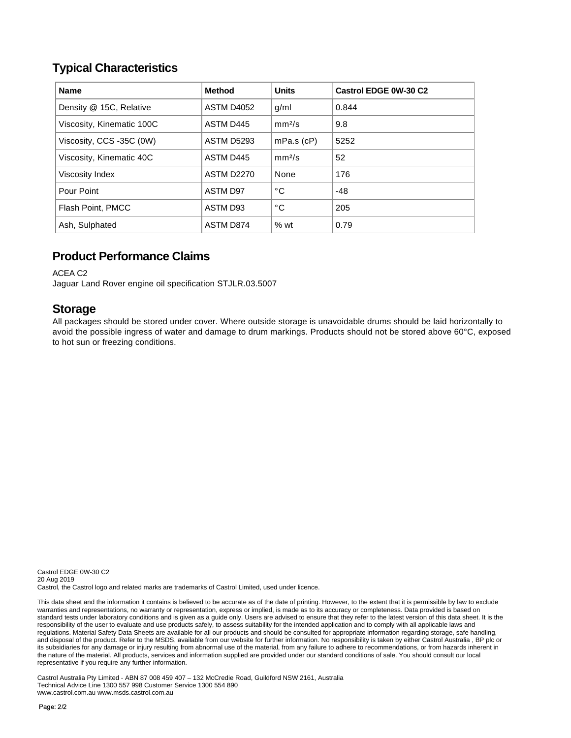## Typical Characteristics

| Name | Method | Units | Castrol EDGE 0W-30 C2 |
| --- | --- | --- | --- |
| Density @ 15C, Relative | ASTM D4052 | g/ml | 0.844 |
| Viscosity, Kinematic 100C | ASTM D445 | mm²/s | 9.8 |
| Viscosity, CCS -35C (0W) | ASTM D5293 | mPa.s (cP) | 5252 |
| Viscosity, Kinematic 40C | ASTM D445 | mm²/s | 52 |
| Viscosity Index | ASTM D2270 | None | 176 |
| Pour Point | ASTM D97 | °C | -48 |
| Flash Point, PMCC | ASTM D93 | °C | 205 |
| Ash, Sulphated | ASTM D874 | % wt | 0.79 |

## Product Performance Claims

ACEA C2
Jaguar Land Rover engine oil specification STJLR.03.5007

## Storage

All packages should be stored under cover. Where outside storage is unavoidable drums should be laid horizontally to avoid the possible ingress of water and damage to drum markings. Products should not be stored above 60°C, exposed to hot sun or freezing conditions.

Castrol EDGE 0W-30 C2
20 Aug 2019
Castrol, the Castrol logo and related marks are trademarks of Castrol Limited, used under licence.

This data sheet and the information it contains is believed to be accurate as of the date of printing. However, to the extent that it is permissible by law to exclude warranties and representations, no warranty or representation, express or implied, is made as to its accuracy or completeness. Data provided is based on standard tests under laboratory conditions and is given as a guide only. Users are advised to ensure that they refer to the latest version of this data sheet. It is the responsibility of the user to evaluate and use products safely, to assess suitability for the intended application and to comply with all applicable laws and regulations. Material Safety Data Sheets are available for all our products and should be consulted for appropriate information regarding storage, safe handling, and disposal of the product. Refer to the MSDS, available from our website for further information. No responsibility is taken by either Castrol Australia , BP plc or its subsidiaries for any damage or injury resulting from abnormal use of the material, from any failure to adhere to recommendations, or from hazards inherent in the nature of the material. All products, services and information supplied are provided under our standard conditions of sale. You should consult our local representative if you require any further information.

Castrol Australia Pty Limited - ABN 87 008 459 407 – 132 McCredie Road, Guildford NSW 2161, Australia
Technical Advice Line 1300 557 998 Customer Service 1300 554 890
www.castrol.com.au www.msds.castrol.com.au